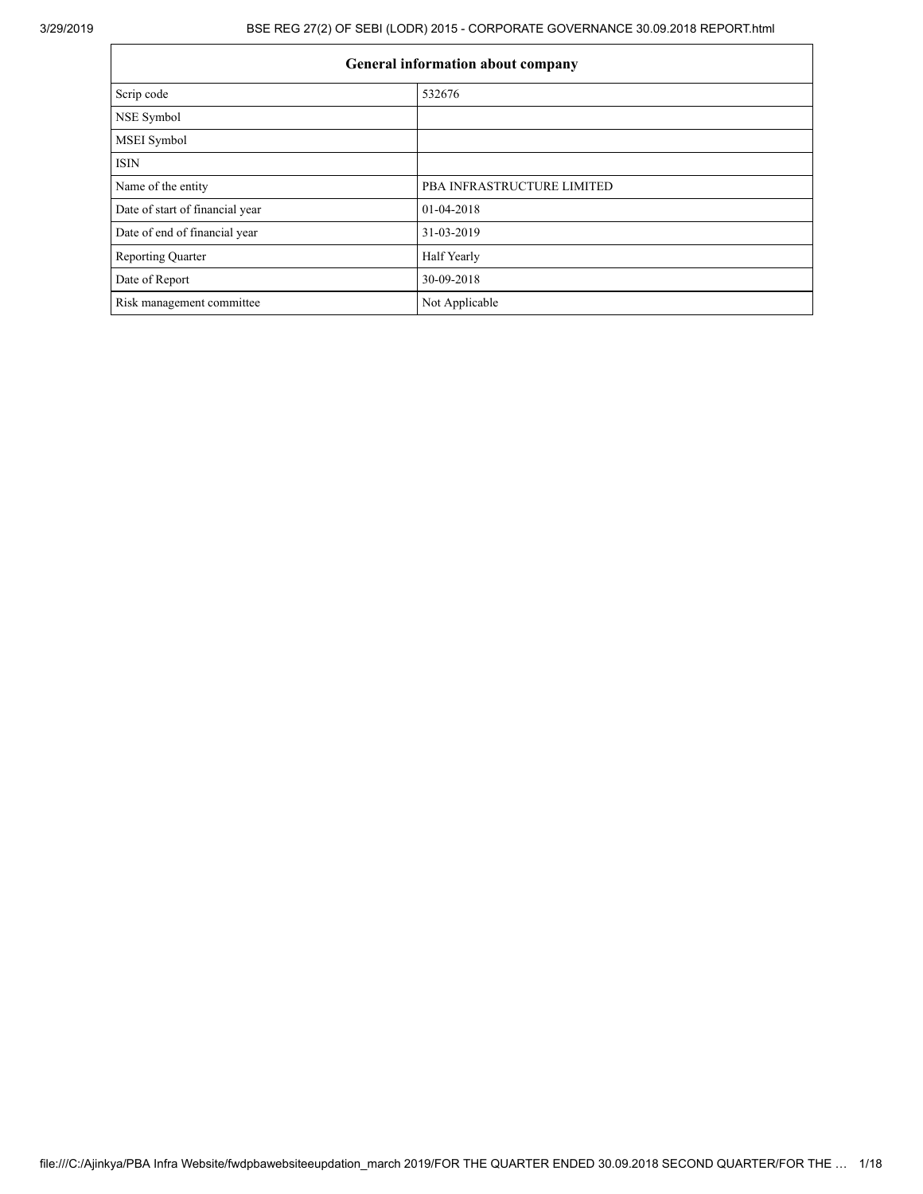| General information about company | |
|---|---|
| Scrip code | 532676 |
| NSE Symbol | |
| MSEI Symbol | |
| ISIN | |
| Name of the entity | PBA INFRASTRUCTURE LIMITED |
| Date of start of financial year | 01-04-2018 |
| Date of end of financial year | 31-03-2019 |
| Reporting Quarter | Half Yearly |
| Date of Report | 30-09-2018 |
| Risk management committee | Not Applicable |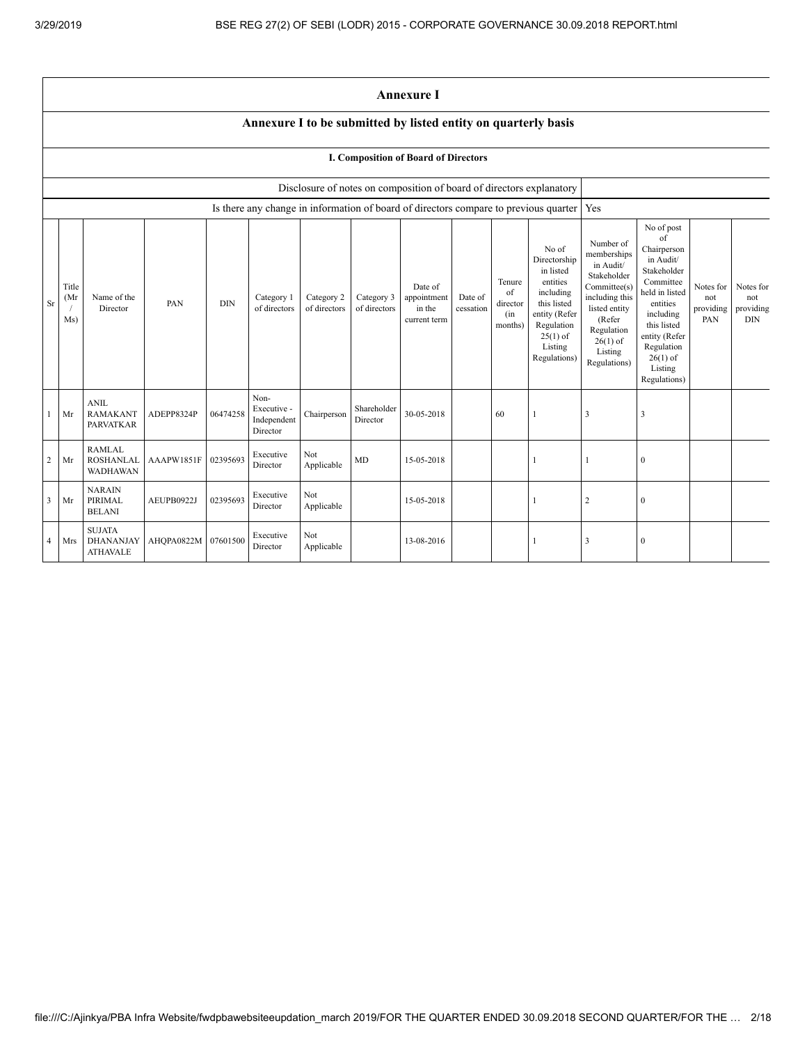# Annexure I

## Annexure I to be submitted by listed entity on quarterly basis

### I. Composition of Board of Directors

| Disclosure of notes on composition of board of directors explanatory | |
|---|---|
| Is there any change in information of board of directors compare to previous quarter | Yes |

| Sr | Title (Mr / Ms) | Name of the Director | PAN | DIN | Category 1 of directors | Category 2 of directors | Category 3 of directors | Date of appointment in the current term | Date of cessation | Tenure of director (in months) | No of Directorship in listed entities including this listed entity (Refer Regulation 25(1) of Listing Regulations) | Number of memberships in Audit/ Stakeholder Committee(s) including this listed entity (Refer Regulation 26(1) of Listing Regulations) | No of post of Chairperson in Audit/ Stakeholder Committee held in listed entities including this listed entity (Refer Regulation 26(1) of Listing Regulations) | Notes for not providing PAN | Notes for not providing DIN |
|---|---|---|---|---|---|---|---|---|---|---|---|---|---|---|---|
| 1 | Mr | ANIL RAMAKANT PARVATKAR | ADEPP8324P | 06474258 | Non-Executive - Independent Director | Chairperson | Shareholder Director | 30-05-2018 | | 60 | 1 | 3 | 3 | | |
| 2 | Mr | RAMLAL ROSHANLAL WADHAWAN | AAAPW1851F | 02395693 | Executive Director | Not Applicable | MD | 15-05-2018 | | | 1 | 1 | 0 | | |
| 3 | Mr | NARAIN PIRIMAL BELANI | AEUPB0922J | 02395693 | Executive Director | Not Applicable | | 15-05-2018 | | | 1 | 2 | 0 | | |
| 4 | Mrs | SUJATA DHANANJAY ATHAVALE | AHQPA0822M | 07601500 | Executive Director | Not Applicable | | 13-08-2016 | | | 1 | 3 | 0 | | |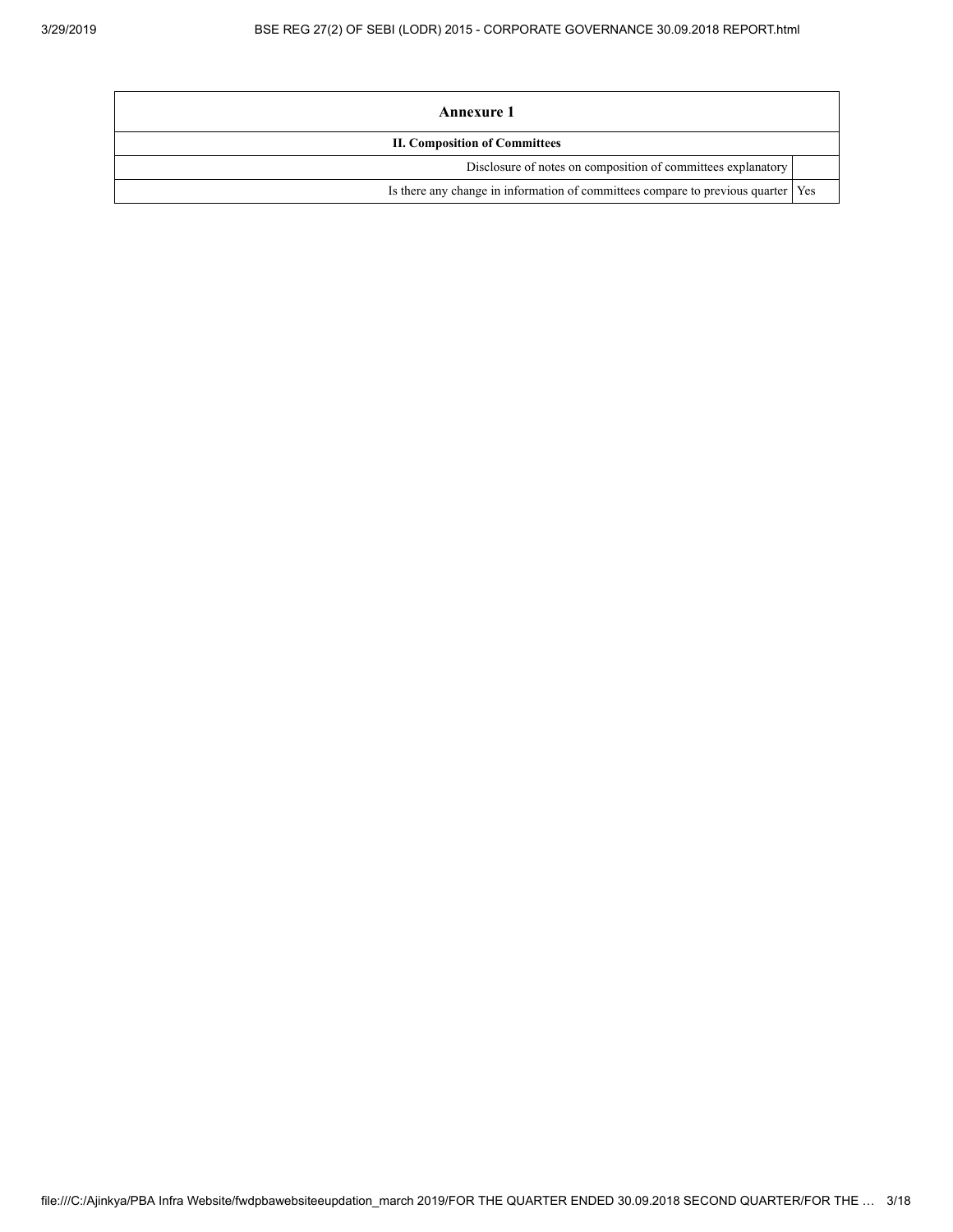| Annexure 1 | |
|---|---|
| **II. Composition of Committees** | |
| Disclosure of notes on composition of committees explanatory | |
| Is there any change in information of committees compare to previous quarter | Yes |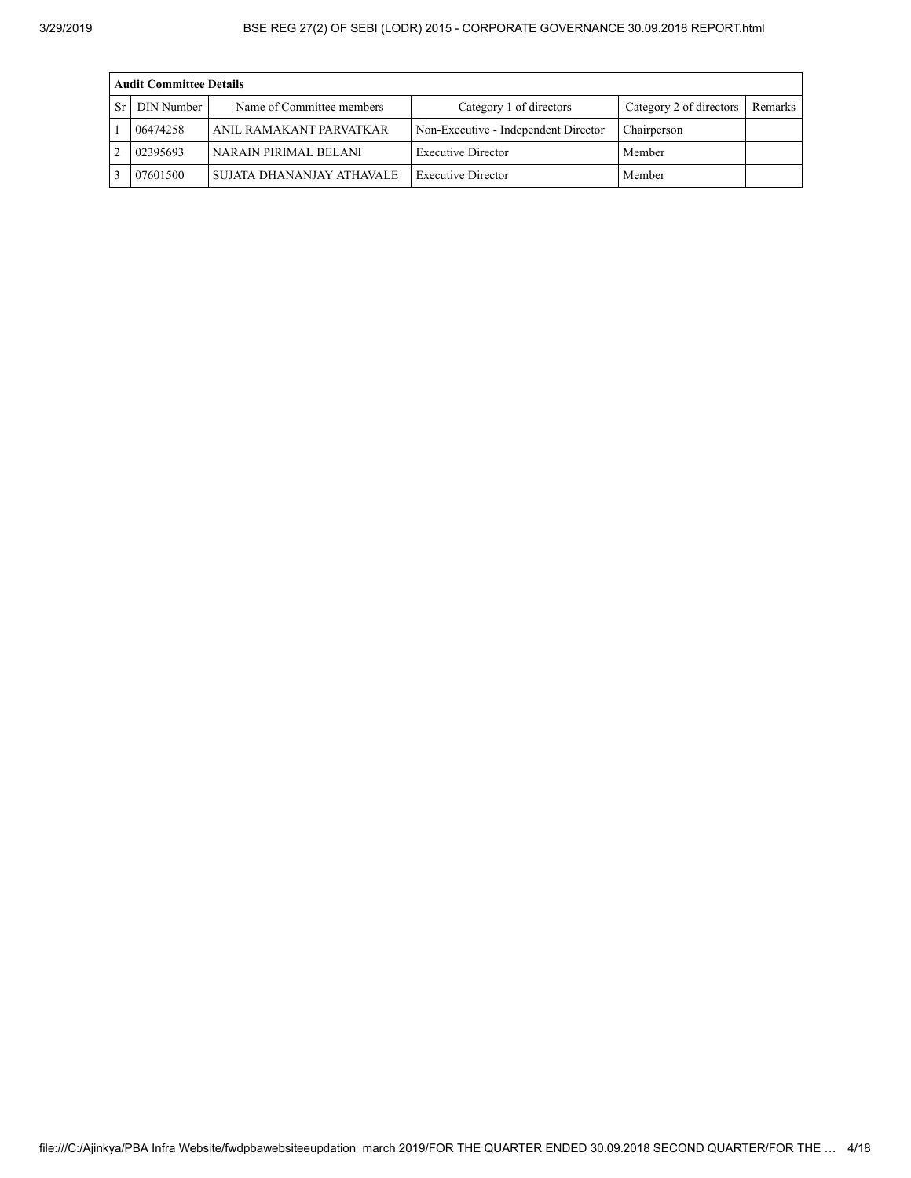| Audit Committee Details | | | | | |
|---|---|---|---|---|---|
| Sr | DIN Number | Name of Committee members | Category 1 of directors | Category 2 of directors | Remarks |
| 1 | 06474258 | ANIL RAMAKANT PARVATKAR | Non-Executive - Independent Director | Chairperson | |
| 2 | 02395693 | NARAIN PIRIMAL BELANI | Executive Director | Member | |
| 3 | 07601500 | SUJATA DHANANJAY ATHAVALE | Executive Director | Member | |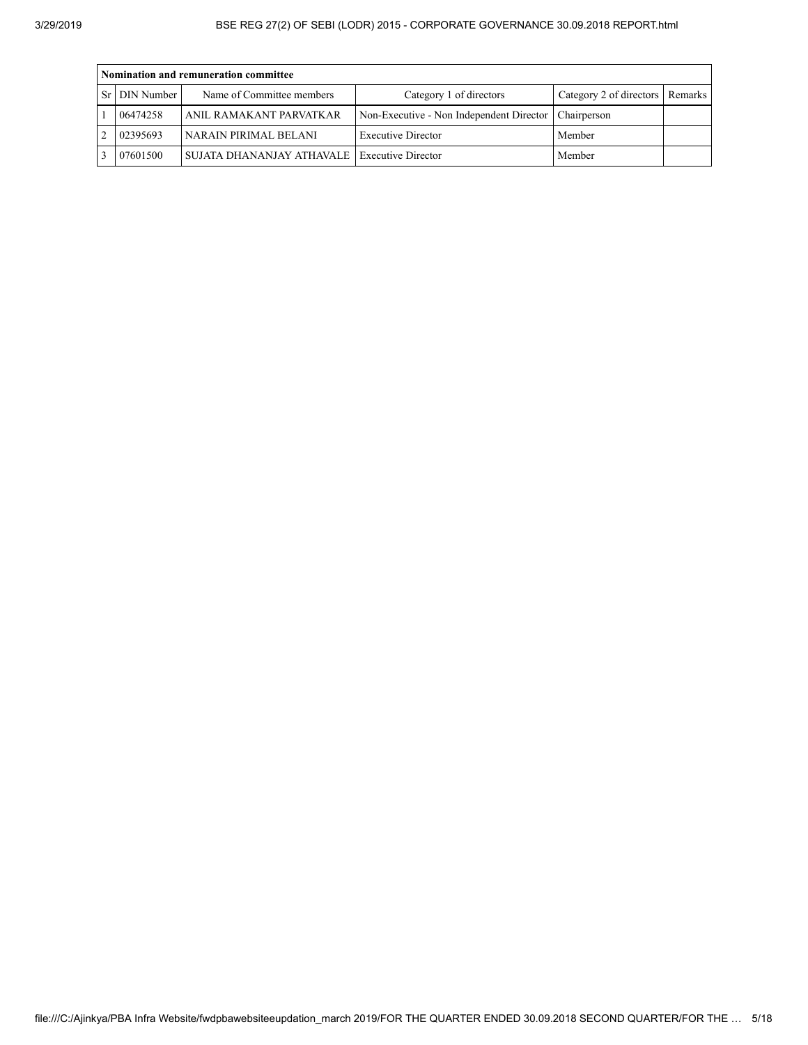| Nomination and remuneration committee | | | | | |
|---|---|---|---|---|---|
| Sr | DIN Number | Name of Committee members | Category 1 of directors | Category 2 of directors | Remarks |
| 1 | 06474258 | ANIL RAMAKANT PARVATKAR | Non-Executive - Non Independent Director | Chairperson | |
| 2 | 02395693 | NARAIN PIRIMAL BELANI | Executive Director | Member | |
| 3 | 07601500 | SUJATA DHANANJAY ATHAVALE | Executive Director | Member | |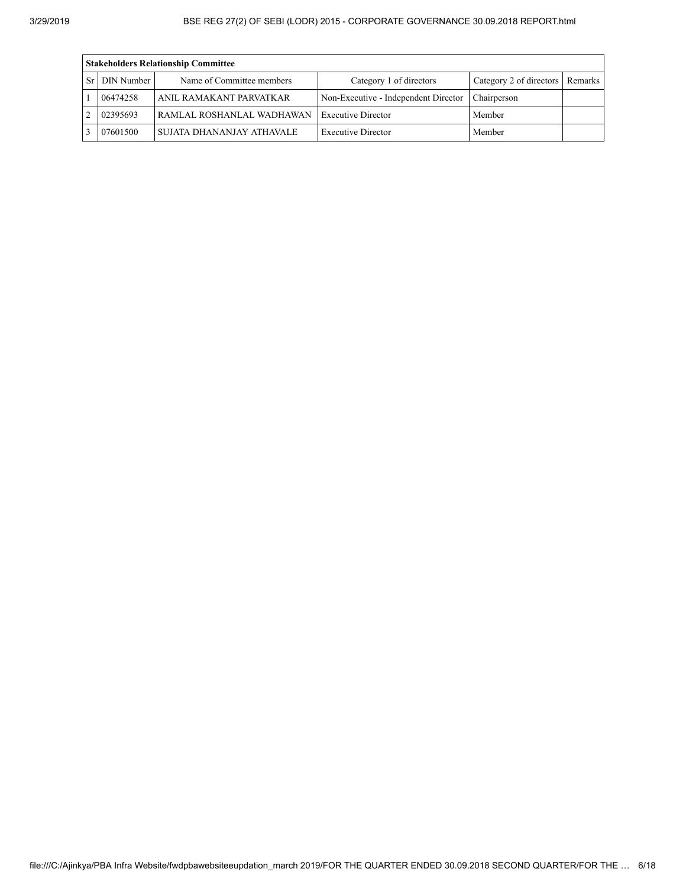| Stakeholders Relationship Committee | | | | | |
|---|---|---|---|---|---|
| Sr | DIN Number | Name of Committee members | Category 1 of directors | Category 2 of directors | Remarks |
| 1 | 06474258 | ANIL RAMAKANT PARVATKAR | Non-Executive - Independent Director | Chairperson | |
| 2 | 02395693 | RAMLAL ROSHANLAL WADHAWAN | Executive Director | Member | |
| 3 | 07601500 | SUJATA DHANANJAY ATHAVALE | Executive Director | Member | |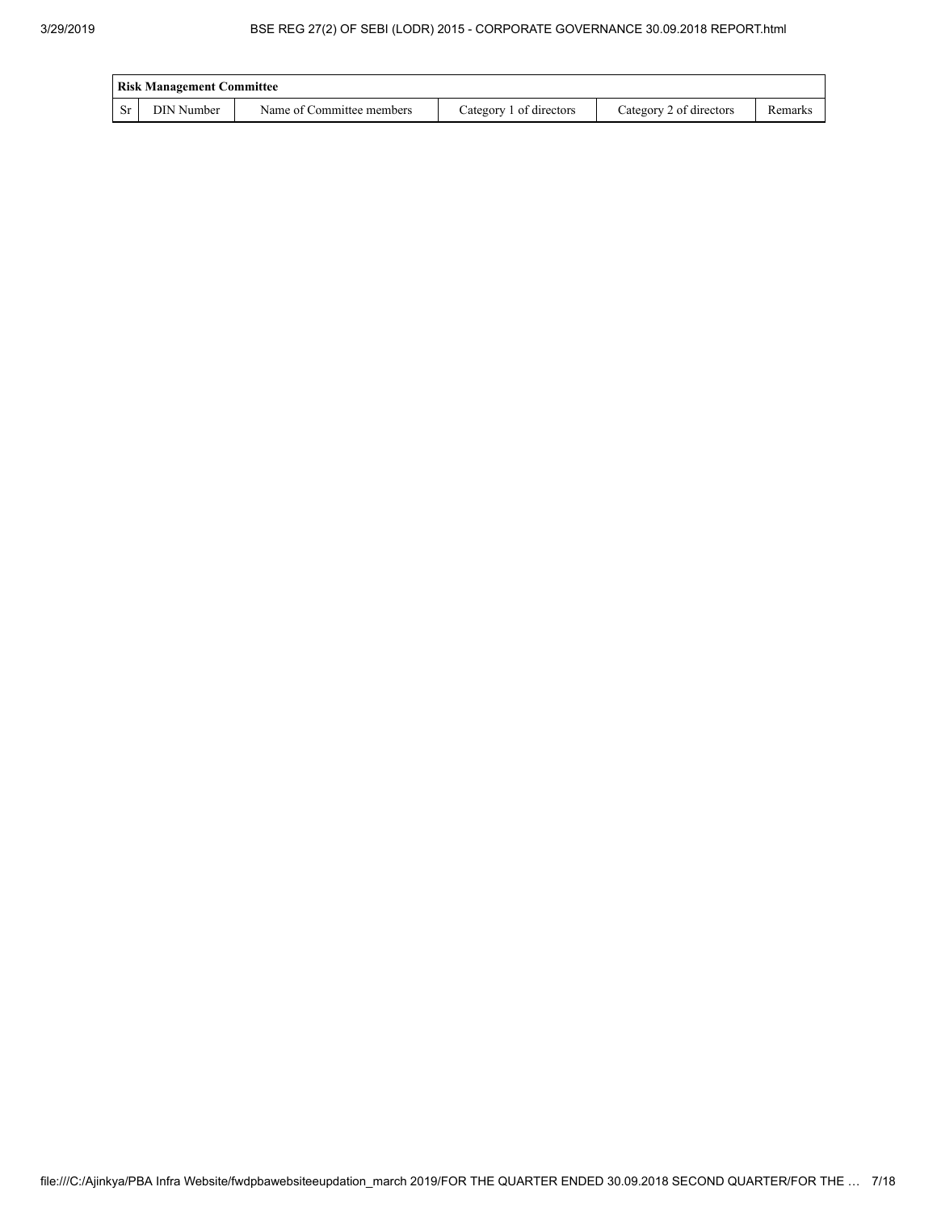| Risk Management Committee | | | | | |
|---|---|---|---|---|---|
| Sr | DIN Number | Name of Committee members | Category 1 of directors | Category 2 of directors | Remarks |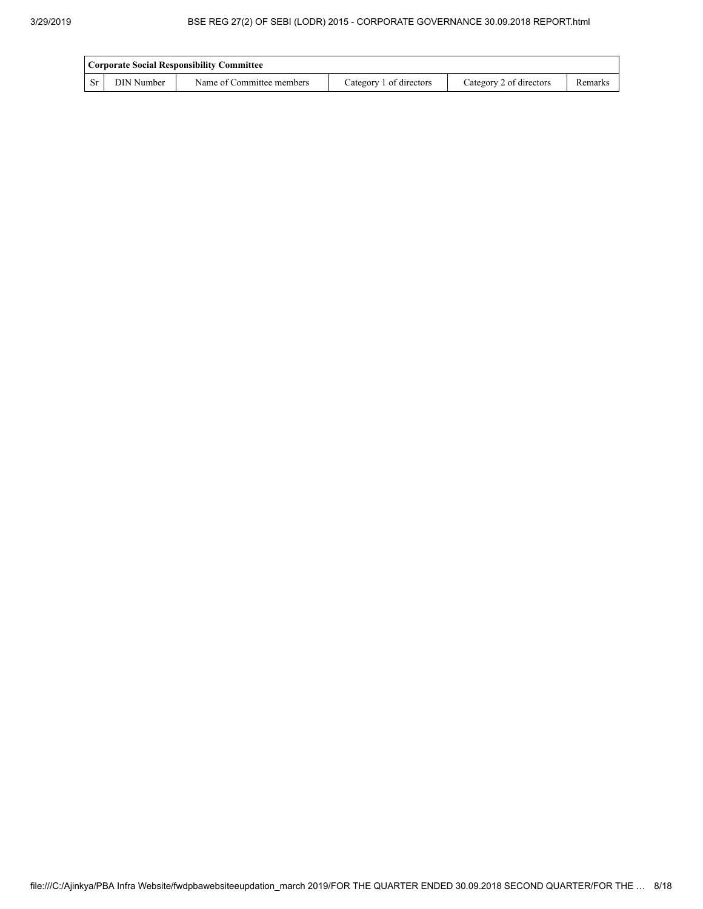| Corporate Social Responsibility Committee | | | | | |
|---|---|---|---|---|---|
| Sr | DIN Number | Name of Committee members | Category 1 of directors | Category 2 of directors | Remarks |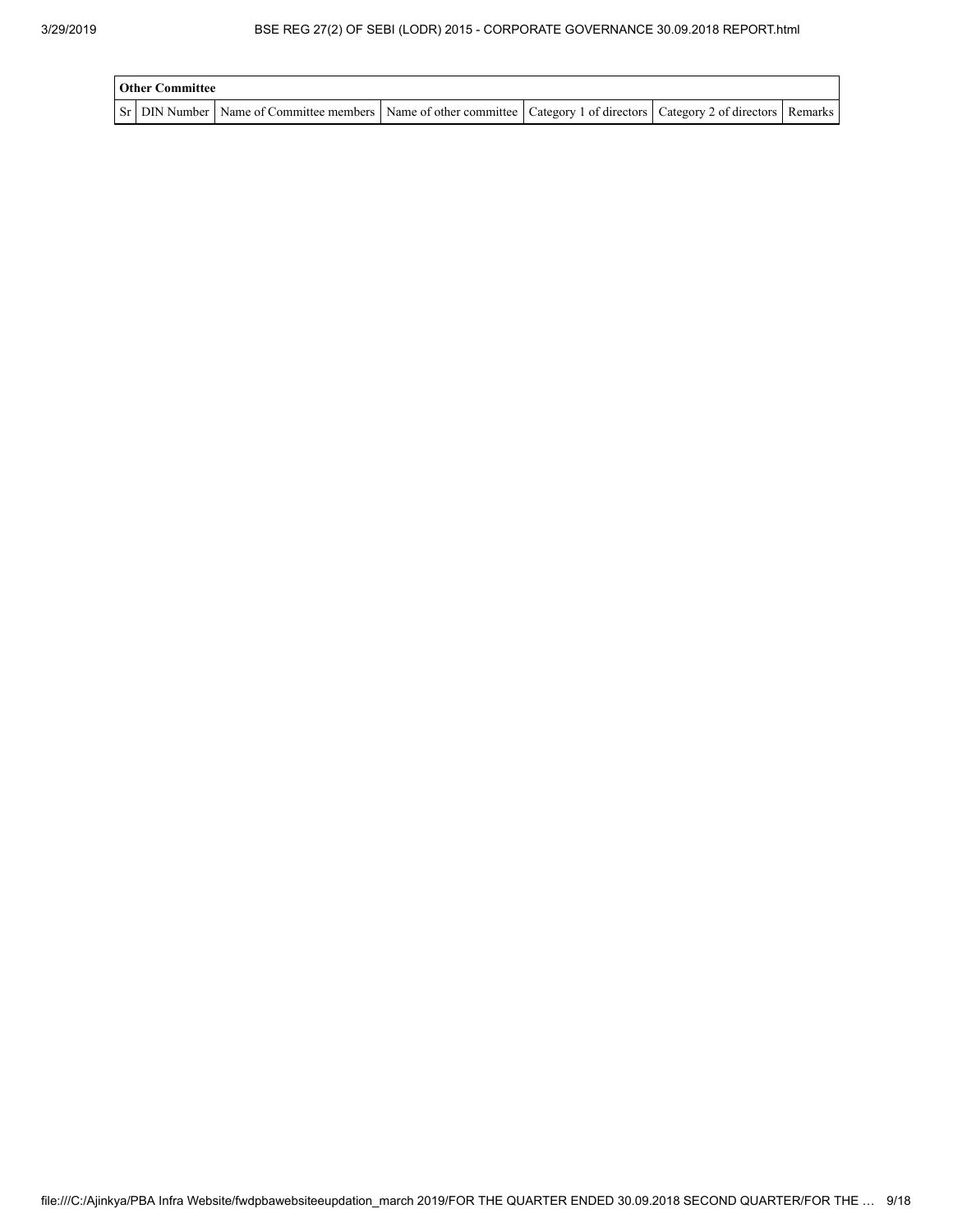| Other Committee | | | | | | |
|---|---|---|---|---|---|---|
| Sr | DIN Number | Name of Committee members | Name of other committee | Category 1 of directors | Category 2 of directors | Remarks |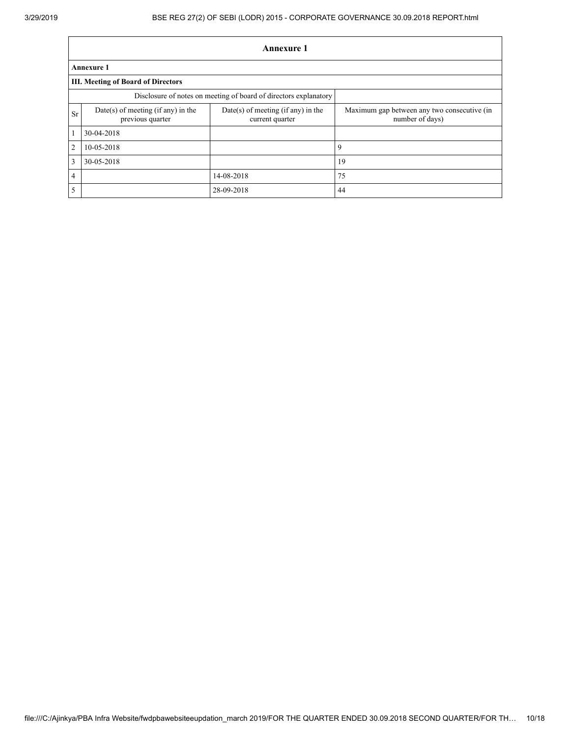## Annexure 1

### Annexure 1

### III. Meeting of Board of Directors

| Disclosure of notes on meeting of board of directors explanatory | | | |
|---|---|---|---|
| Sr | Date(s) of meeting (if any) in the previous quarter | Date(s) of meeting (if any) in the current quarter | Maximum gap between any two consecutive (in number of days) |
| 1 | 30-04-2018 | | |
| 2 | 10-05-2018 | | 9 |
| 3 | 30-05-2018 | | 19 |
| 4 | | 14-08-2018 | 75 |
| 5 | | 28-09-2018 | 44 |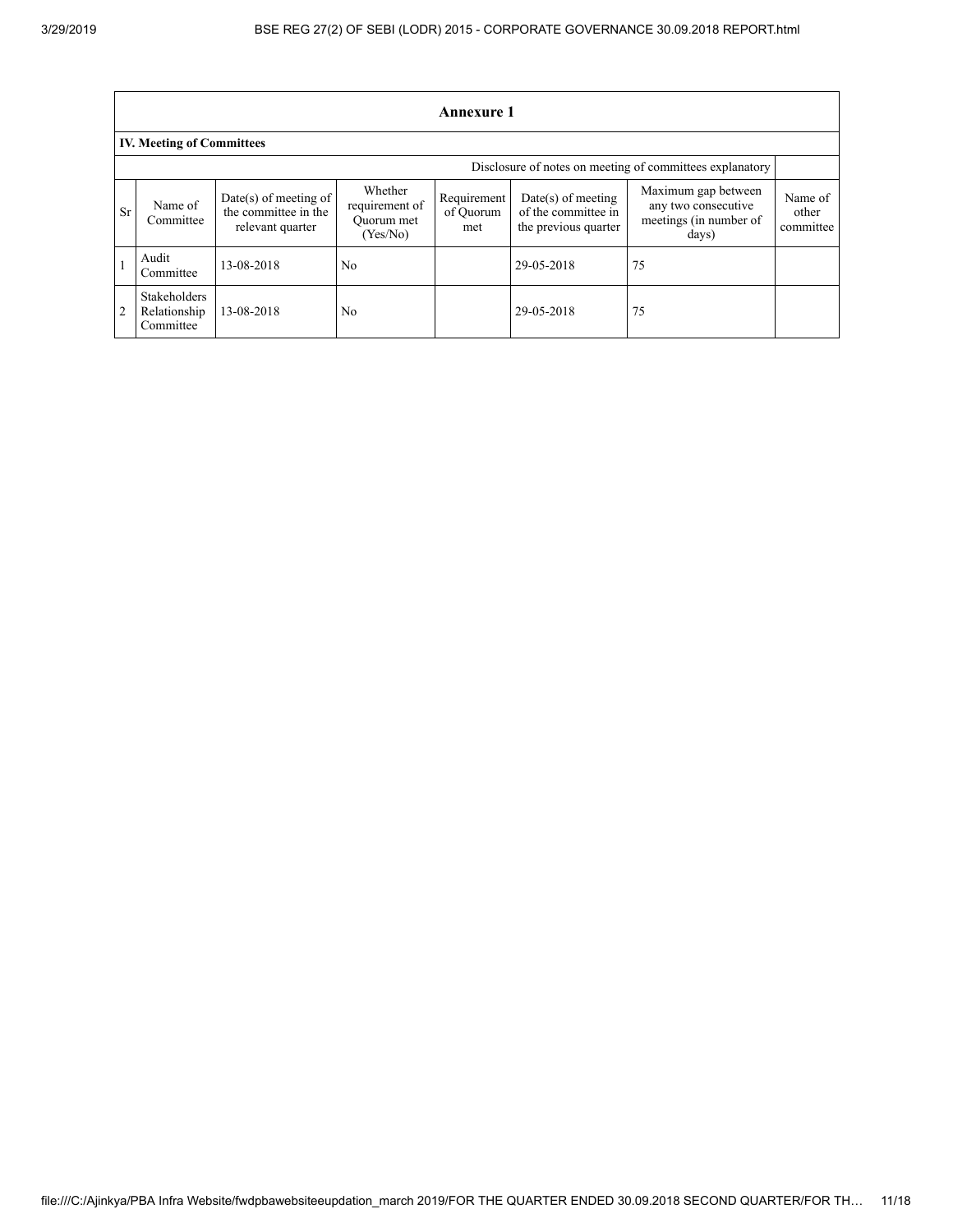## Annexure 1

### IV. Meeting of Committees

Disclosure of notes on meeting of committees explanatory

| Sr | Name of Committee | Date(s) of meeting of the committee in the relevant quarter | Whether requirement of Quorum met (Yes/No) | Requirement of Quorum met | Date(s) of meeting of the committee in the previous quarter | Maximum gap between any two consecutive meetings (in number of days) | Name of other committee |
|---|---|---|---|---|---|---|---|
| 1 | Audit Committee | 13-08-2018 | No | | 29-05-2018 | 75 | |
| 2 | Stakeholders Relationship Committee | 13-08-2018 | No | | 29-05-2018 | 75 | |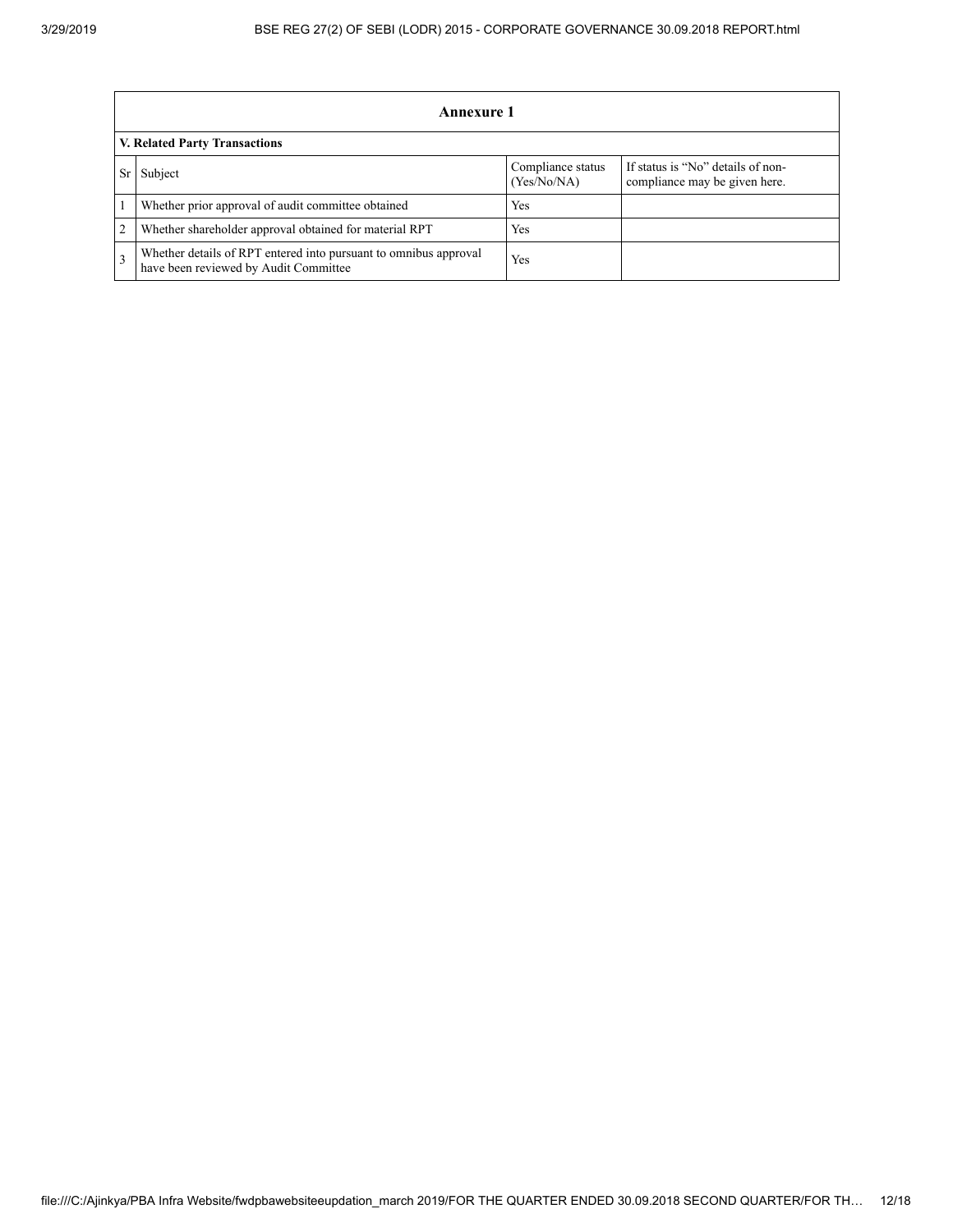## Annexure 1

### V. Related Party Transactions

| Sr | Subject | Compliance status (Yes/No/NA) | If status is "No" details of non-compliance may be given here. |
|---|---|---|---|
| 1 | Whether prior approval of audit committee obtained | Yes | |
| 2 | Whether shareholder approval obtained for material RPT | Yes | |
| 3 | Whether details of RPT entered into pursuant to omnibus approval have been reviewed by Audit Committee | Yes | |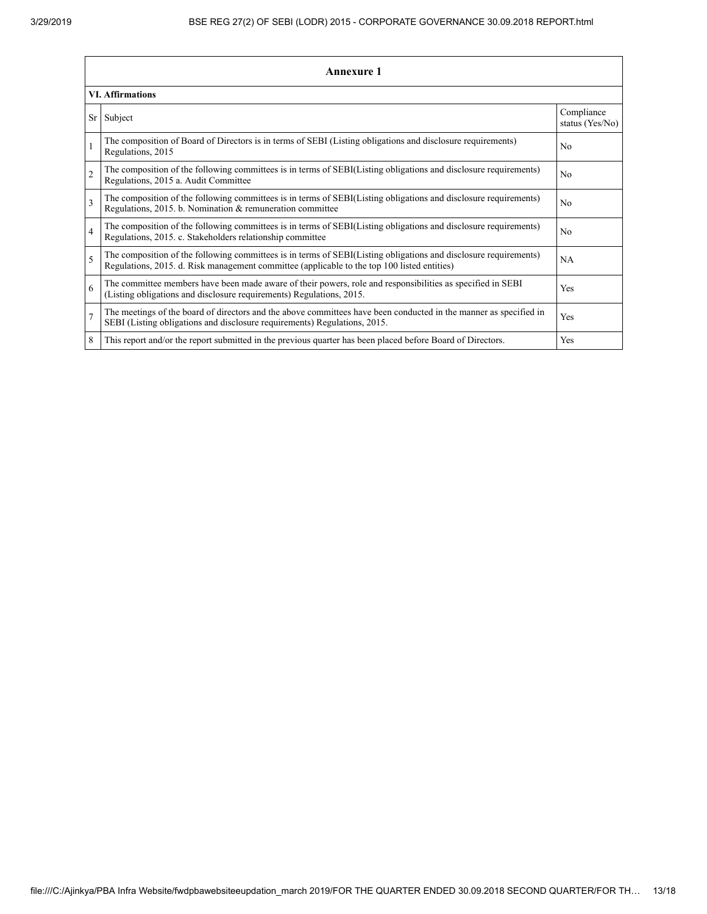## Annexure 1

### VI. Affirmations

| Sr | Subject | Compliance status (Yes/No) |
|---|---|---|
| 1 | The composition of Board of Directors is in terms of SEBI (Listing obligations and disclosure requirements) Regulations, 2015 | No |
| 2 | The composition of the following committees is in terms of SEBI(Listing obligations and disclosure requirements) Regulations, 2015 a. Audit Committee | No |
| 3 | The composition of the following committees is in terms of SEBI(Listing obligations and disclosure requirements) Regulations, 2015. b. Nomination & remuneration committee | No |
| 4 | The composition of the following committees is in terms of SEBI(Listing obligations and disclosure requirements) Regulations, 2015. c. Stakeholders relationship committee | No |
| 5 | The composition of the following committees is in terms of SEBI(Listing obligations and disclosure requirements) Regulations, 2015. d. Risk management committee (applicable to the top 100 listed entities) | NA |
| 6 | The committee members have been made aware of their powers, role and responsibilities as specified in SEBI (Listing obligations and disclosure requirements) Regulations, 2015. | Yes |
| 7 | The meetings of the board of directors and the above committees have been conducted in the manner as specified in SEBI (Listing obligations and disclosure requirements) Regulations, 2015. | Yes |
| 8 | This report and/or the report submitted in the previous quarter has been placed before Board of Directors. | Yes |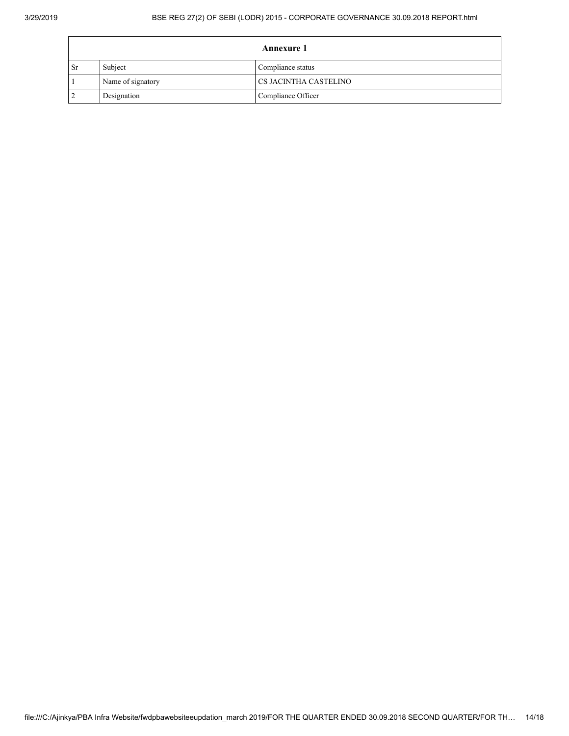| Annexure 1 | | |
|---|---|---|
| Sr | Subject | Compliance status |
| 1 | Name of signatory | CS JACINTHA CASTELINO |
| 2 | Designation | Compliance Officer |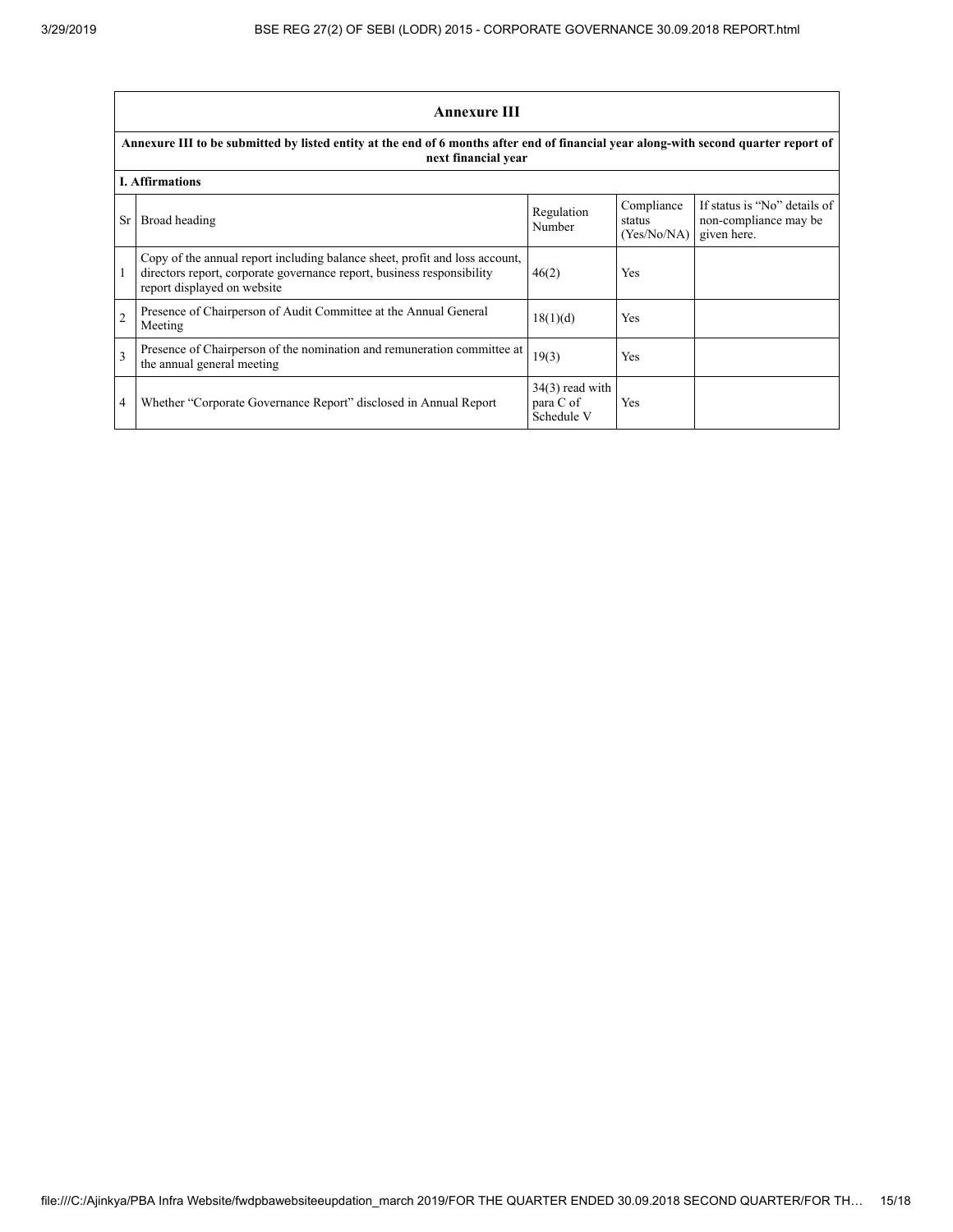## Annexure III

**Annexure III to be submitted by listed entity at the end of 6 months after end of financial year along-with second quarter report of next financial year**

**I. Affirmations**

| Sr | Broad heading | Regulation Number | Compliance status (Yes/No/NA) | If status is "No" details of non-compliance may be given here. |
|---|---|---|---|---|
| 1 | Copy of the annual report including balance sheet, profit and loss account, directors report, corporate governance report, business responsibility report displayed on website | 46(2) | Yes | |
| 2 | Presence of Chairperson of Audit Committee at the Annual General Meeting | 18(1)(d) | Yes | |
| 3 | Presence of Chairperson of the nomination and remuneration committee at the annual general meeting | 19(3) | Yes | |
| 4 | Whether "Corporate Governance Report" disclosed in Annual Report | 34(3) read with para C of Schedule V | Yes | |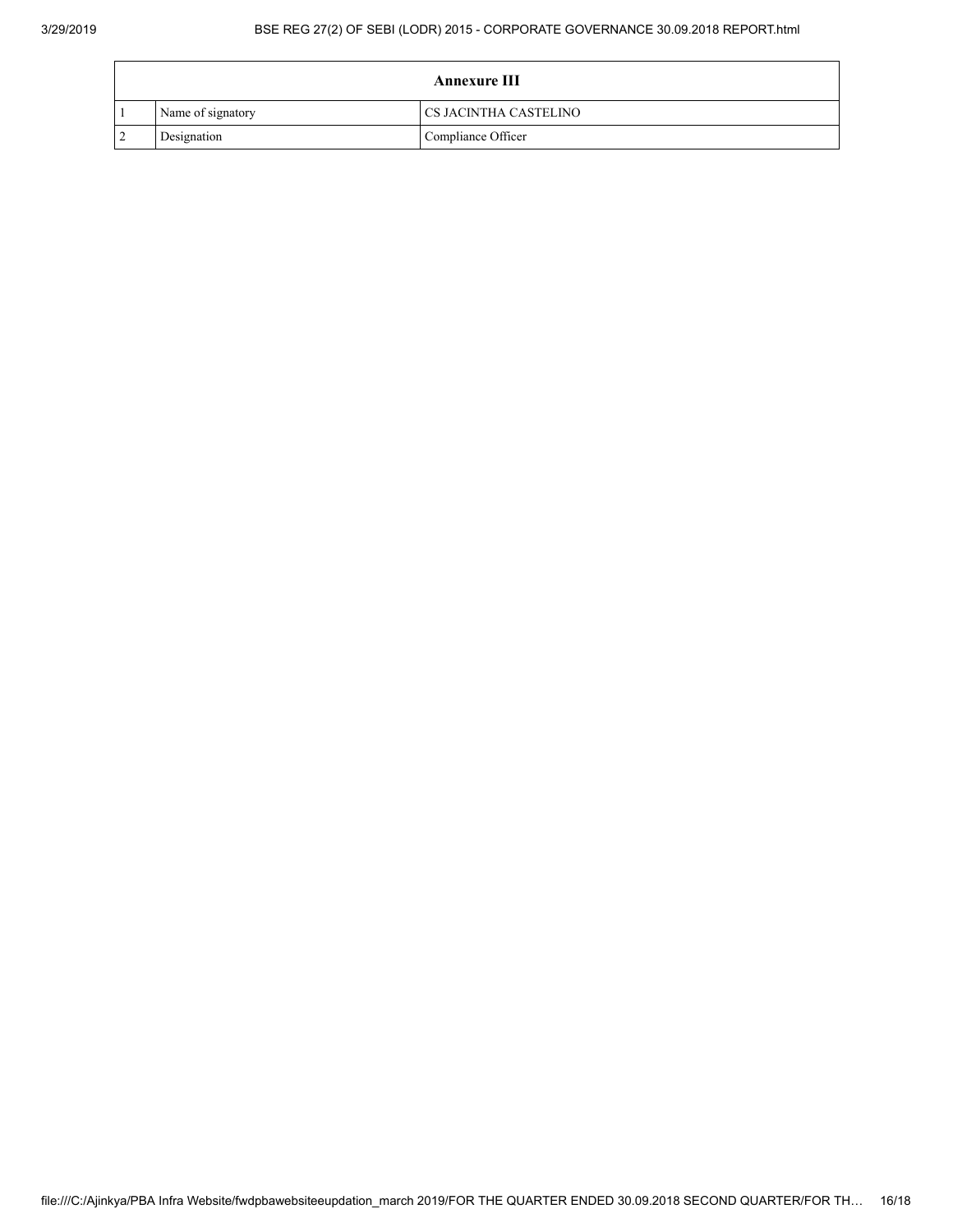| Annexure III | | |
|---|---|---|
| 1 | Name of signatory | CS JACINTHA CASTELINO |
| 2 | Designation | Compliance Officer |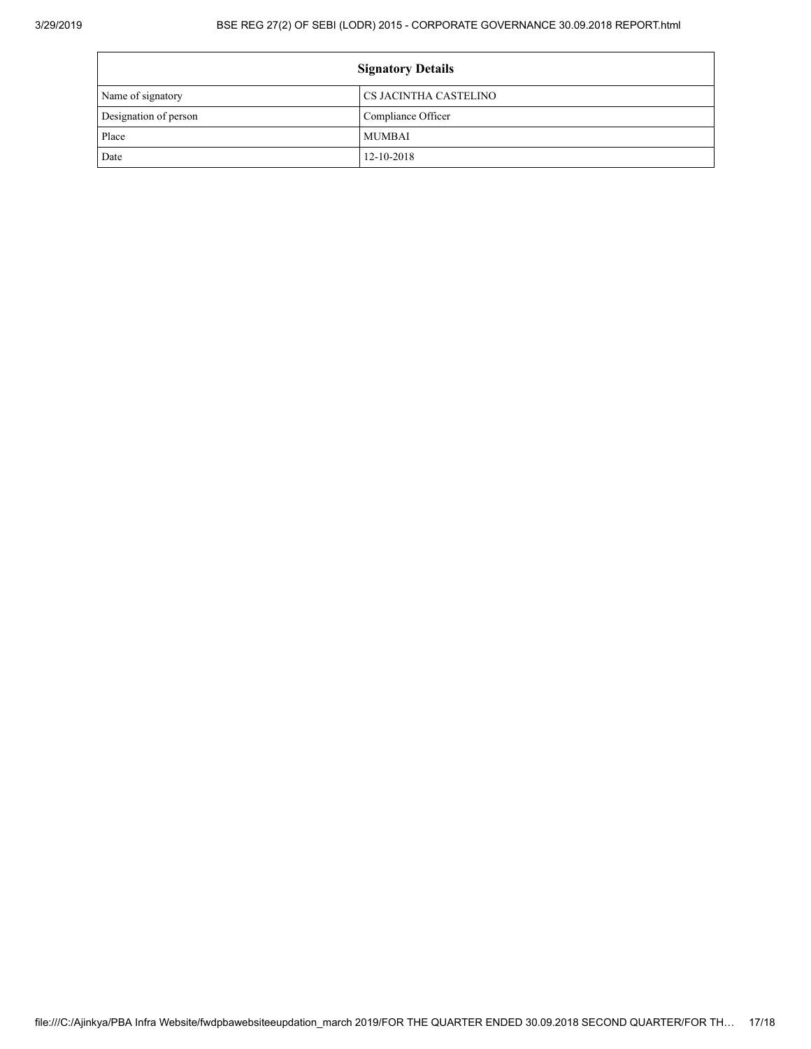| Signatory Details | |
|---|---|
| Name of signatory | CS JACINTHA CASTELINO |
| Designation of person | Compliance Officer |
| Place | MUMBAI |
| Date | 12-10-2018 |